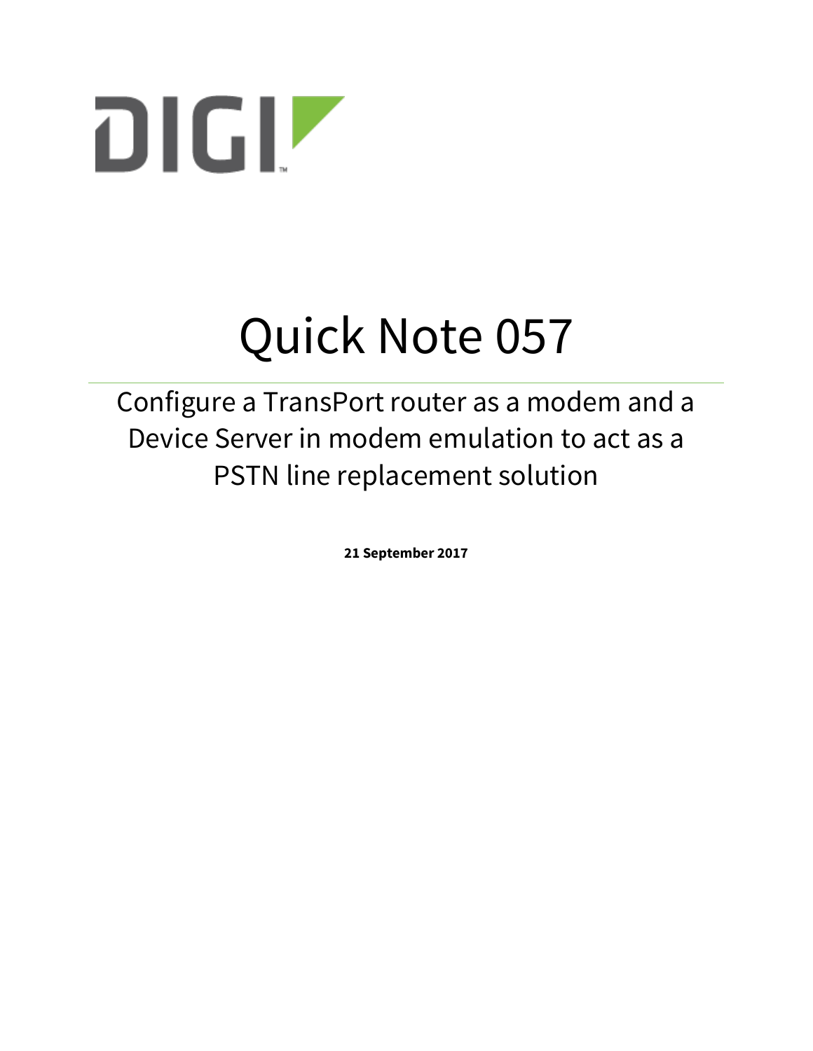DIGI

# Quick Note 057

## Configure a TransPort router as a modem and a Device Server in modem emulation to act as a PSTN line replacement solution

**21 September 2017**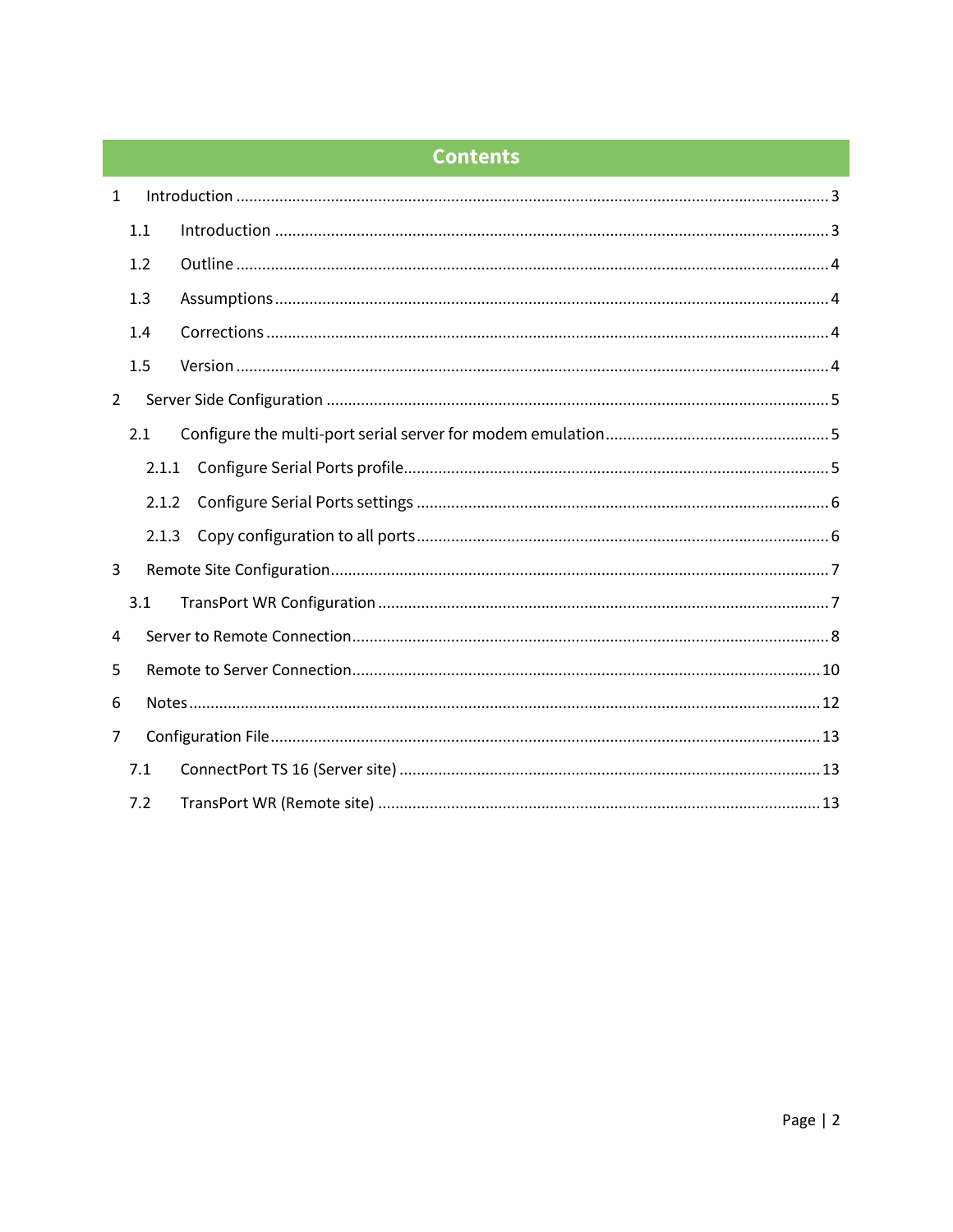# Contents

1 Introduction ........................................................................................................ 3

  1.1 Introduction ................................................................................................ 3

  1.2 Outline ........................................................................................................ 4

  1.3 Assumptions ................................................................................................ 4

  1.4 Corrections .................................................................................................. 4

  1.5 Version ........................................................................................................ 4

2 Server Side Configuration .................................................................................... 5

  2.1 Configure the multi-port serial server for modem emulation .................................. 5

    2.1.1 Configure Serial Ports profile .................................................................. 5

    2.1.2 Configure Serial Ports settings ................................................................ 6

    2.1.3 Copy configuration to all ports ................................................................ 6

3 Remote Site Configuration ................................................................................... 7

  3.1 TransPort WR Configuration ........................................................................... 7

4 Server to Remote Connection ............................................................................... 8

5 Remote to Server Connection ............................................................................... 10

6 Notes ................................................................................................................ 12

7 Configuration File .............................................................................................. 13

  7.1 ConnectPort TS 16 (Server site) ..................................................................... 13

  7.2 TransPort WR (Remote site) .......................................................................... 13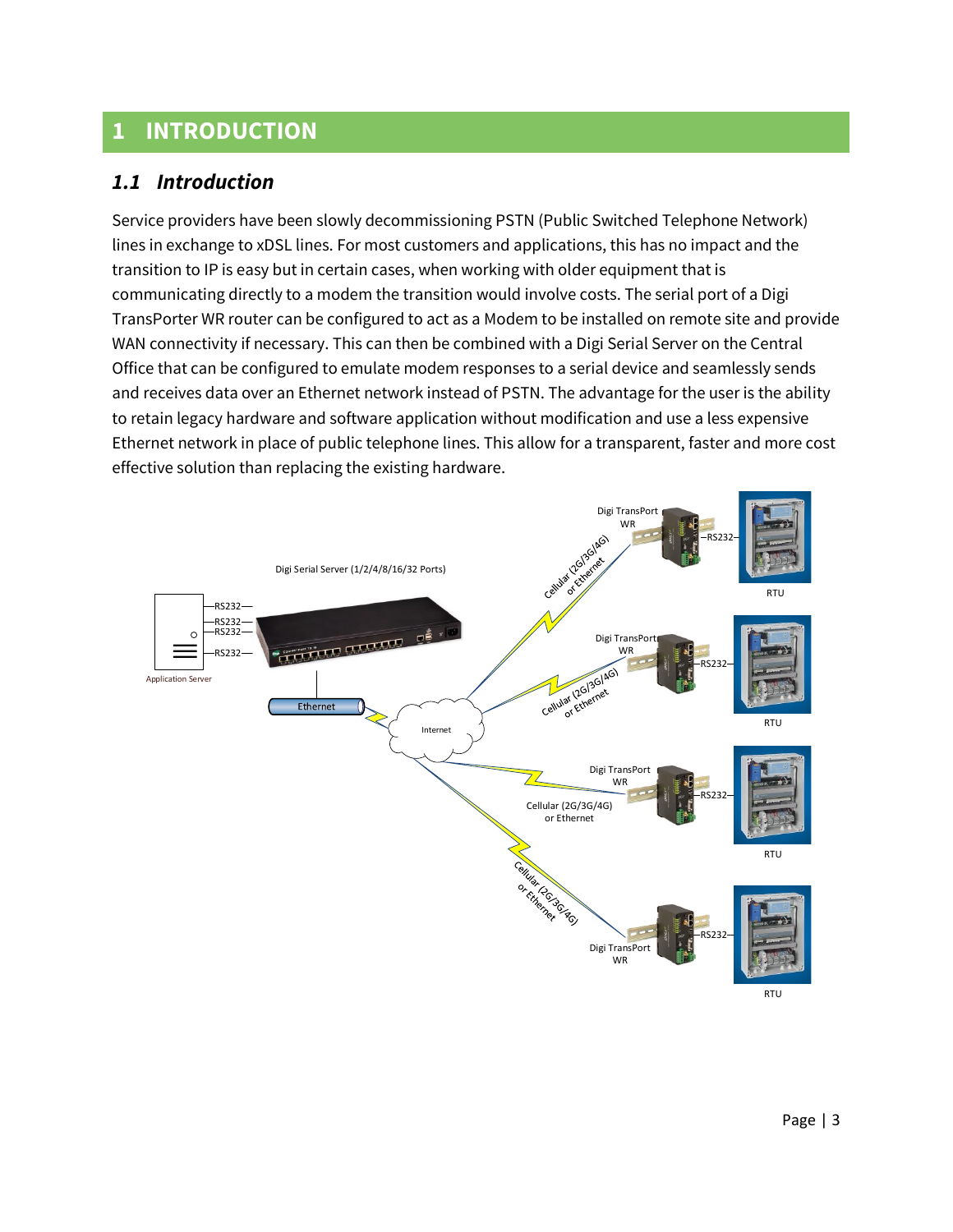# 1 INTRODUCTION

## 1.1 Introduction

Service providers have been slowly decommissioning PSTN (Public Switched Telephone Network) lines in exchange to xDSL lines. For most customers and applications, this has no impact and the transition to IP is easy but in certain cases, when working with older equipment that is communicating directly to a modem the transition would involve costs. The serial port of a Digi TransPorter WR router can be configured to act as a Modem to be installed on remote site and provide WAN connectivity if necessary. This can then be combined with a Digi Serial Server on the Central Office that can be configured to emulate modem responses to a serial device and seamlessly sends and receives data over an Ethernet network instead of PSTN. The advantage for the user is the ability to retain legacy hardware and software application without modification and use a less expensive Ethernet network in place of public telephone lines. This allow for a transparent, faster and more cost effective solution than replacing the existing hardware.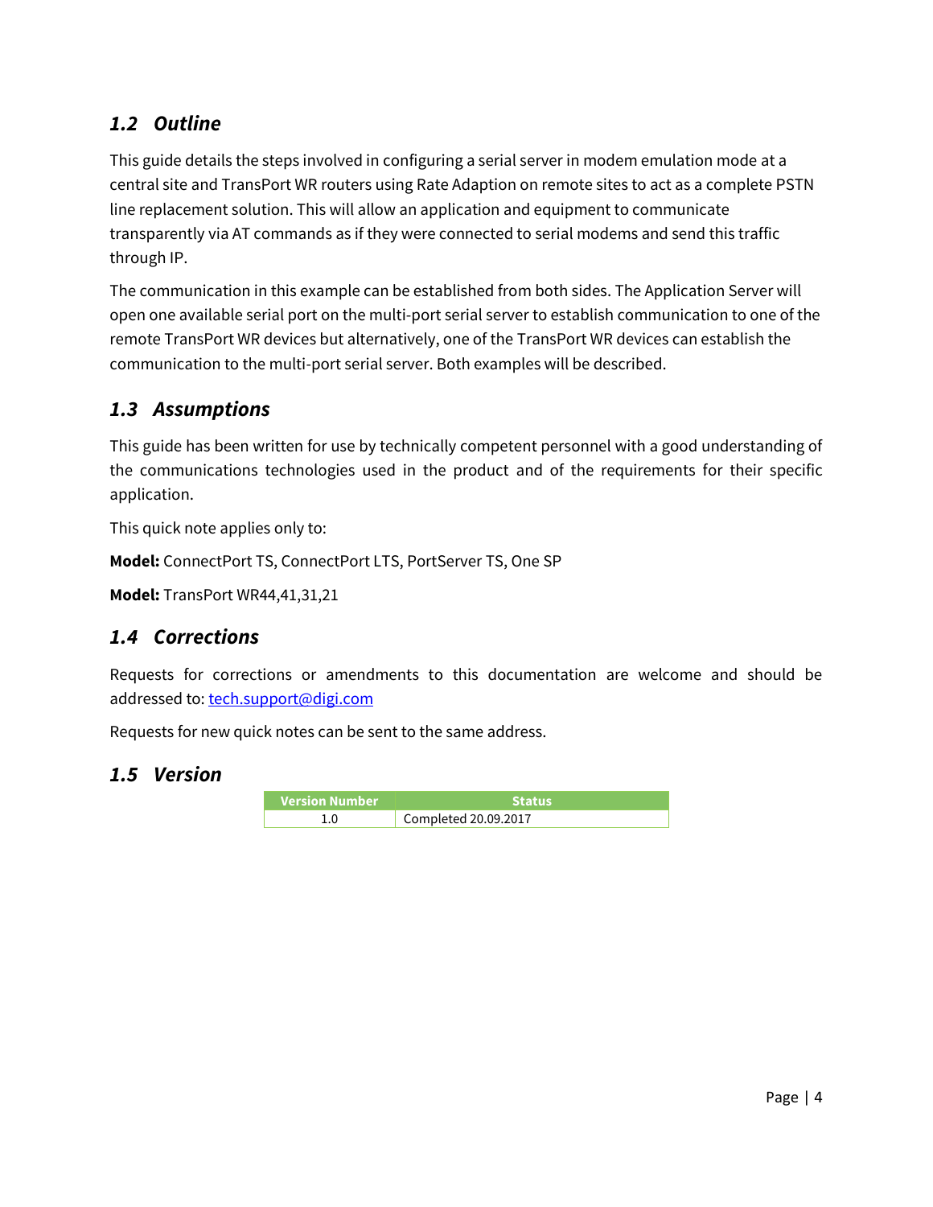## *1.2 Outline*

This guide details the steps involved in configuring a serial server in modem emulation mode at a central site and TransPort WR routers using Rate Adaption on remote sites to act as a complete PSTN line replacement solution. This will allow an application and equipment to communicate transparently via AT commands as if they were connected to serial modems and send this traffic through IP.

The communication in this example can be established from both sides. The Application Server will open one available serial port on the multi-port serial server to establish communication to one of the remote TransPort WR devices but alternatively, one of the TransPort WR devices can establish the communication to the multi-port serial server. Both examples will be described.

## *1.3 Assumptions*

This guide has been written for use by technically competent personnel with a good understanding of the communications technologies used in the product and of the requirements for their specific application.

This quick note applies only to:

**Model:** ConnectPort TS, ConnectPort LTS, PortServer TS, One SP

**Model:** TransPort WR44,41,31,21

## *1.4 Corrections*

Requests for corrections or amendments to this documentation are welcome and should be addressed to: tech.support@digi.com

Requests for new quick notes can be sent to the same address.

## *1.5 Version*

| Version Number | Status |
|---|---|
| 1.0 | Completed 20.09.2017 |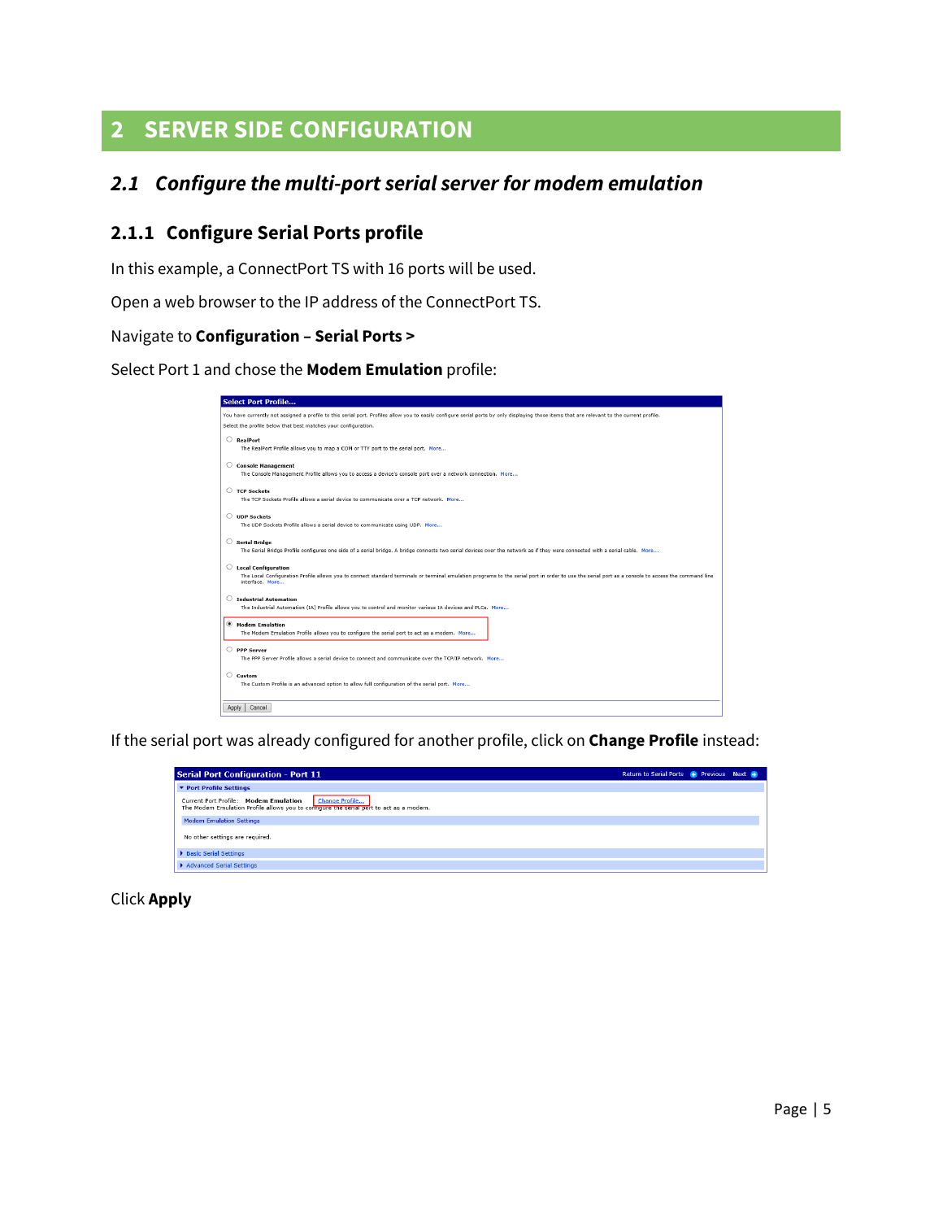# 2 SERVER SIDE CONFIGURATION

## 2.1 *Configure the multi-port serial server for modem emulation*

### 2.1.1 Configure Serial Ports profile

In this example, a ConnectPort TS with 16 ports will be used.

Open a web browser to the IP address of the ConnectPort TS.

Navigate to **Configuration – Serial Ports >**

Select Port 1 and chose the **Modem Emulation** profile:

If the serial port was already configured for another profile, click on **Change Profile** instead:

Click **Apply**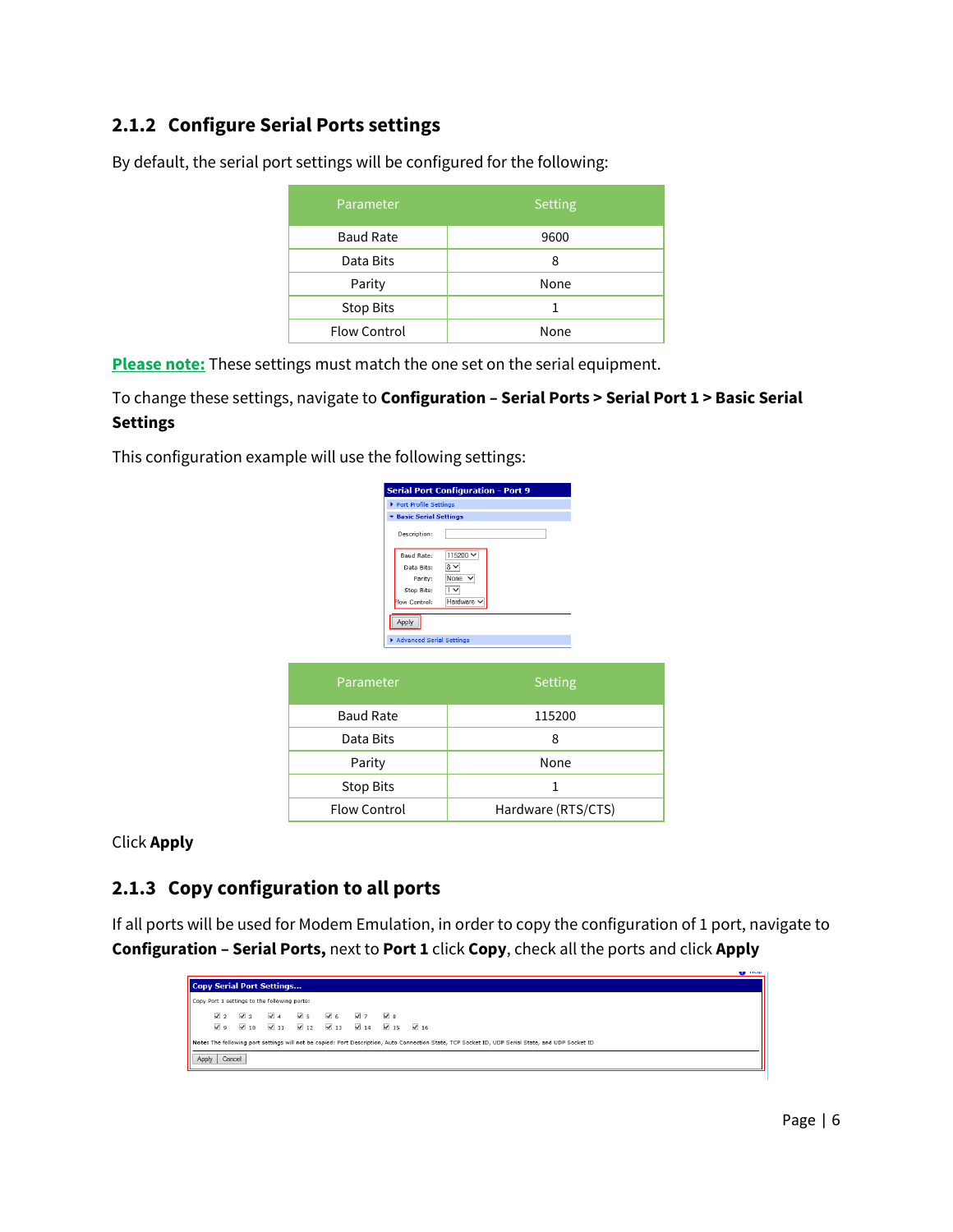### 2.1.2 Configure Serial Ports settings

By default, the serial port settings will be configured for the following:

| Parameter | Setting |
| --- | --- |
| Baud Rate | 9600 |
| Data Bits | 8 |
| Parity | None |
| Stop Bits | 1 |
| Flow Control | None |

**Please note:** These settings must match the one set on the serial equipment.

To change these settings, navigate to **Configuration – Serial Ports > Serial Port 1 > Basic Serial Settings**

This configuration example will use the following settings:

| Parameter | Setting |
| --- | --- |
| Baud Rate | 115200 |
| Data Bits | 8 |
| Parity | None |
| Stop Bits | 1 |
| Flow Control | Hardware (RTS/CTS) |

Click **Apply**

### 2.1.3 Copy configuration to all ports

If all ports will be used for Modem Emulation, in order to copy the configuration of 1 port, navigate to **Configuration – Serial Ports,** next to **Port 1** click **Copy**, check all the ports and click **Apply**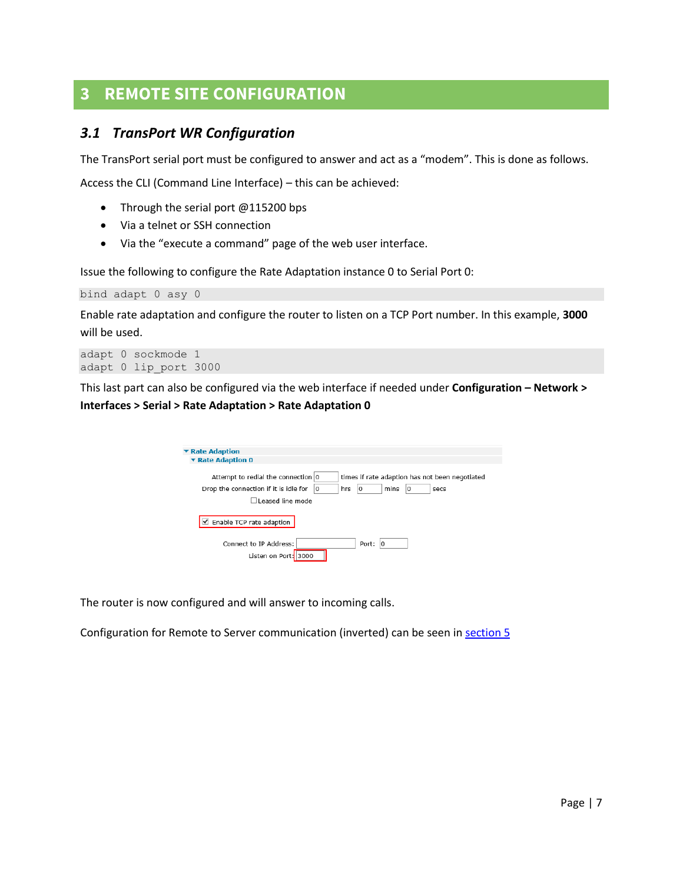# 3 REMOTE SITE CONFIGURATION

## 3.1 TransPort WR Configuration

The TransPort serial port must be configured to answer and act as a "modem". This is done as follows.

Access the CLI (Command Line Interface) – this can be achieved:

- Through the serial port @115200 bps
- Via a telnet or SSH connection
- Via the "execute a command" page of the web user interface.

Issue the following to configure the Rate Adaptation instance 0 to Serial Port 0:

```
bind adapt 0 asy 0
```

Enable rate adaptation and configure the router to listen on a TCP Port number. In this example, **3000** will be used.

```
adapt 0 sockmode 1
adapt 0 lip_port 3000
```

This last part can also be configured via the web interface if needed under **Configuration – Network > Interfaces > Serial > Rate Adaptation > Rate Adaptation 0**

The router is now configured and will answer to incoming calls.

Configuration for Remote to Server communication (inverted) can be seen in section 5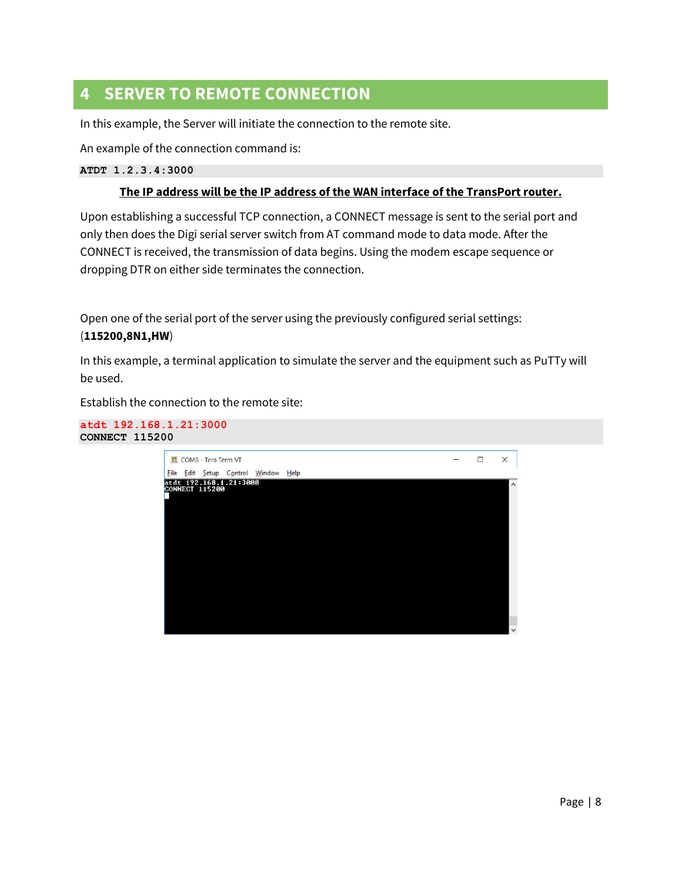# 4 SERVER TO REMOTE CONNECTION

In this example, the Server will initiate the connection to the remote site.

An example of the connection command is:

```
ATDT 1.2.3.4:3000
```

**The IP address will be the IP address of the WAN interface of the TransPort router.**

Upon establishing a successful TCP connection, a CONNECT message is sent to the serial port and only then does the Digi serial server switch from AT command mode to data mode. After the CONNECT is received, the transmission of data begins. Using the modem escape sequence or dropping DTR on either side terminates the connection.

Open one of the serial port of the server using the previously configured serial settings: (**115200,8N1,HW**)

In this example, a terminal application to simulate the server and the equipment such as PuTTy will be used.

Establish the connection to the remote site:

```
atdt 192.168.1.21:3000
CONNECT 115200
```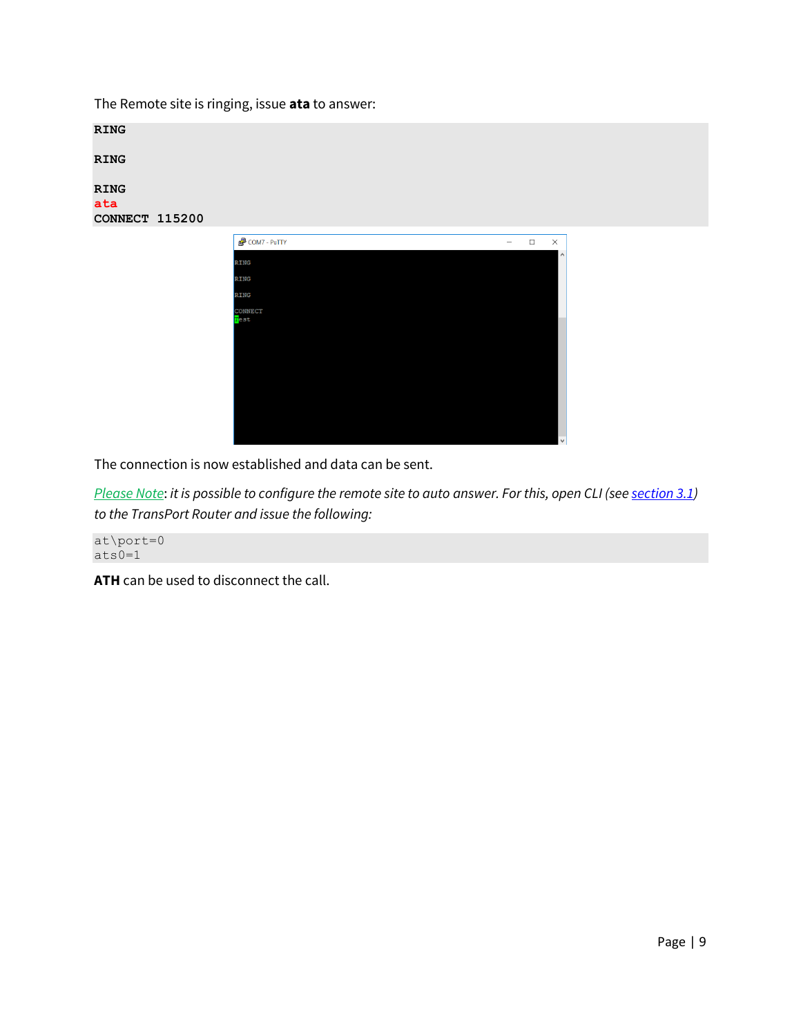The Remote site is ringing, issue **ata** to answer:

```
RING

RING

RING
ata
CONNECT 115200
```

The connection is now established and data can be sent.

Please Note: *it is possible to configure the remote site to auto answer. For this, open CLI (see section 3.1) to the TransPort Router and issue the following:*

```
at\port=0
ats0=1
```

**ATH** can be used to disconnect the call.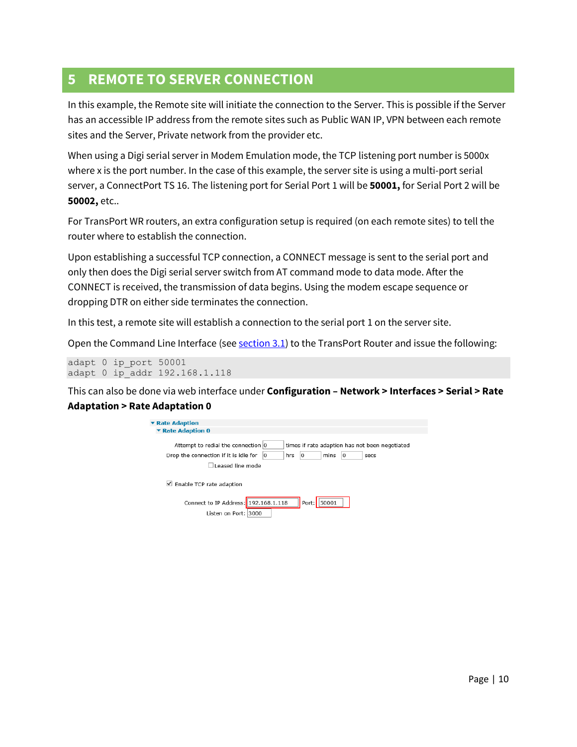# 5 REMOTE TO SERVER CONNECTION

In this example, the Remote site will initiate the connection to the Server. This is possible if the Server has an accessible IP address from the remote sites such as Public WAN IP, VPN between each remote sites and the Server, Private network from the provider etc.

When using a Digi serial server in Modem Emulation mode, the TCP listening port number is 5000x where x is the port number. In the case of this example, the server site is using a multi-port serial server, a ConnectPort TS 16. The listening port for Serial Port 1 will be **50001,** for Serial Port 2 will be **50002,** etc..

For TransPort WR routers, an extra configuration setup is required (on each remote sites) to tell the router where to establish the connection.

Upon establishing a successful TCP connection, a CONNECT message is sent to the serial port and only then does the Digi serial server switch from AT command mode to data mode. After the CONNECT is received, the transmission of data begins. Using the modem escape sequence or dropping DTR on either side terminates the connection.

In this test, a remote site will establish a connection to the serial port 1 on the server site.

Open the Command Line Interface (see section 3.1) to the TransPort Router and issue the following:

```
adapt 0 ip_port 50001
adapt 0 ip_addr 192.168.1.118
```

This can also be done via web interface under **Configuration – Network > Interfaces > Serial > Rate Adaptation > Rate Adaptation 0**

▼ Rate Adaption
▼ Rate Adaption 0

Attempt to redial the connection [0] times if rate adaption has not been negotiated
Drop the connection if it is idle for [0] hrs [0] mins [0] secs
☐ Leased line mode

☑ Enable TCP rate adaption

Connect to IP Address: [192.168.1.118] Port: [50001]
Listen on Port: [3000]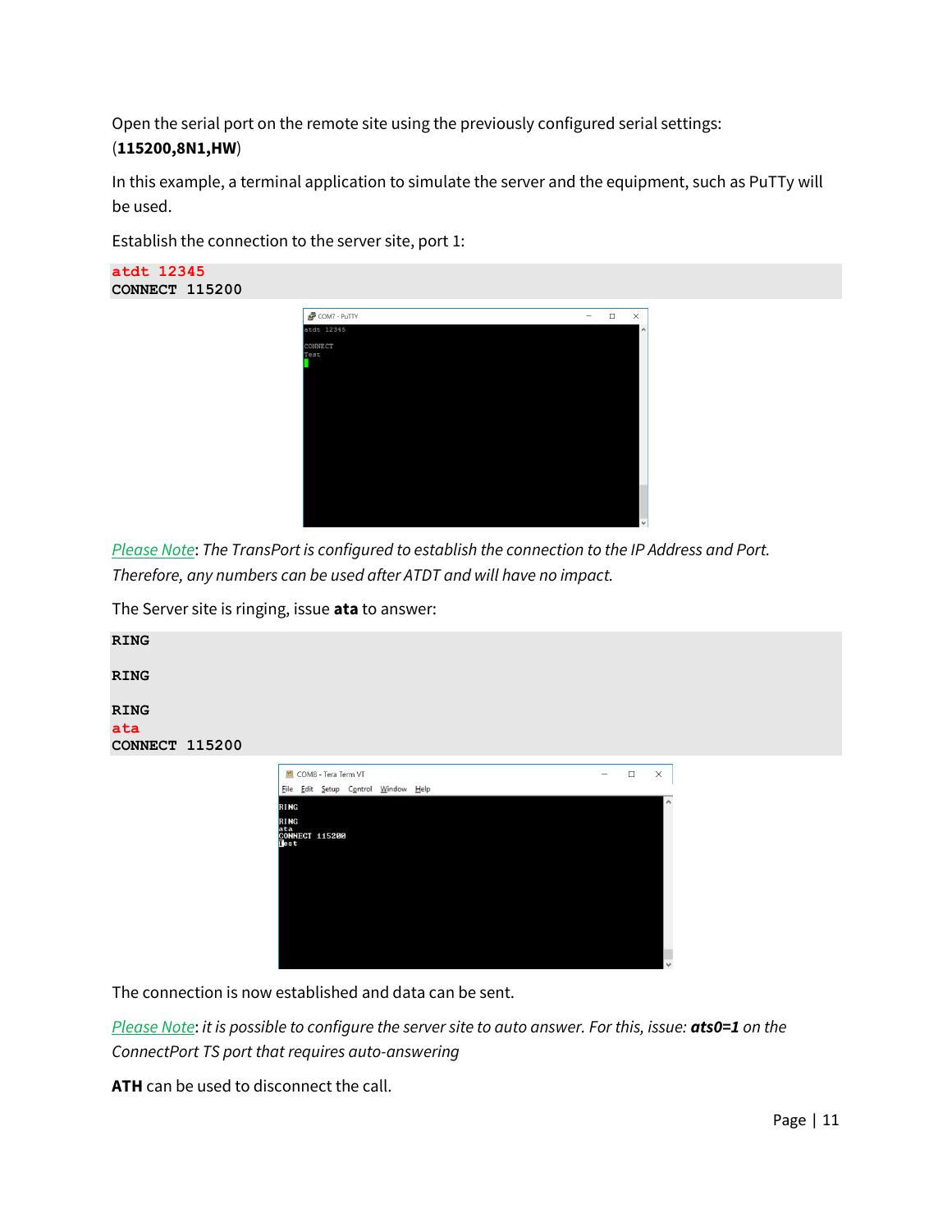Open the serial port on the remote site using the previously configured serial settings: (**115200,8N1,HW**)

In this example, a terminal application to simulate the server and the equipment, such as PuTTy will be used.

Establish the connection to the server site, port 1:

```
atdt 12345
CONNECT 115200
```

*Please Note: The TransPort is configured to establish the connection to the IP Address and Port. Therefore, any numbers can be used after ATDT and will have no impact.*

The Server site is ringing, issue **ata** to answer:

```
RING

RING

RING
ata
CONNECT 115200
```

The connection is now established and data can be sent.

*Please Note: it is possible to configure the server site to auto answer. For this, issue:* ***ats0=1*** *on the ConnectPort TS port that requires auto-answering*

**ATH** can be used to disconnect the call.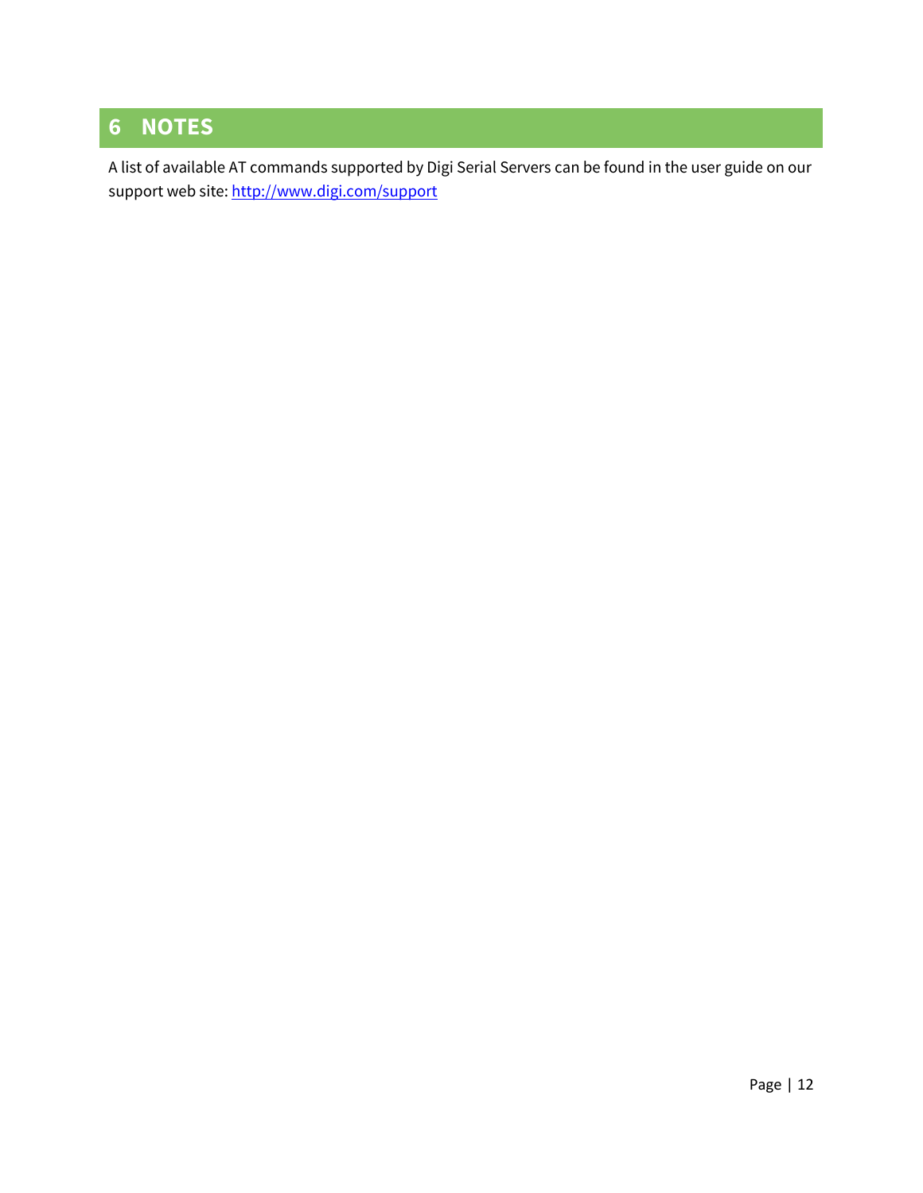# 6 NOTES

A list of available AT commands supported by Digi Serial Servers can be found in the user guide on our support web site: [http://www.digi.com/support](http://www.digi.com/support)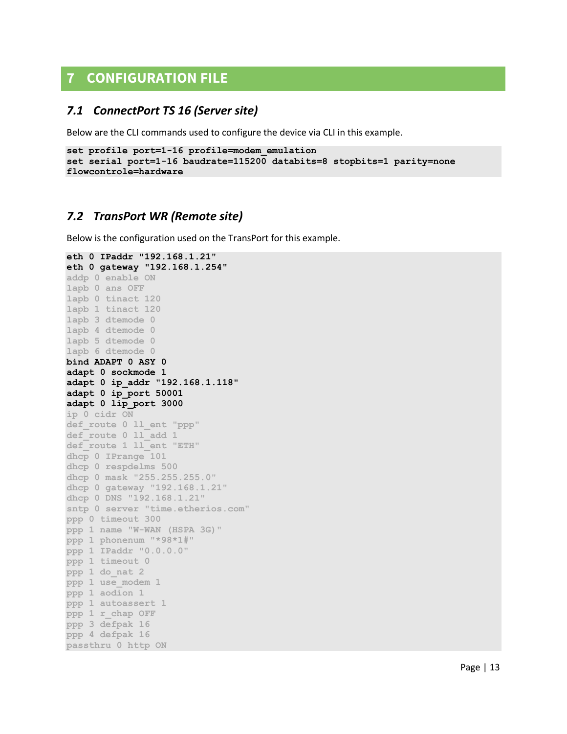# 7 CONFIGURATION FILE

## *7.1 ConnectPort TS 16 (Server site)*

Below are the CLI commands used to configure the device via CLI in this example.

```
set profile port=1-16 profile=modem_emulation
set serial port=1-16 baudrate=115200 databits=8 stopbits=1 parity=none
flowcontrole=hardware
```

## *7.2 TransPort WR (Remote site)*

Below is the configuration used on the TransPort for this example.

```
eth 0 IPaddr "192.168.1.21"
eth 0 gateway "192.168.1.254"
addp 0 enable ON
lapb 0 ans OFF
lapb 0 tinact 120
lapb 1 tinact 120
lapb 3 dtemode 0
lapb 4 dtemode 0
lapb 5 dtemode 0
lapb 6 dtemode 0
bind ADAPT 0 ASY 0
adapt 0 sockmode 1
adapt 0 ip_addr "192.168.1.118"
adapt 0 ip_port 50001
adapt 0 lip_port 3000
ip 0 cidr ON
def_route 0 ll_ent "ppp"
def_route 0 ll_add 1
def_route 1 ll_ent "ETH"
dhcp 0 IPrange 101
dhcp 0 respdelms 500
dhcp 0 mask "255.255.255.0"
dhcp 0 gateway "192.168.1.21"
dhcp 0 DNS "192.168.1.21"
sntp 0 server "time.etherios.com"
ppp 0 timeout 300
ppp 1 name "W-WAN (HSPA 3G)"
ppp 1 phonenum "*98*1#"
ppp 1 IPaddr "0.0.0.0"
ppp 1 timeout 0
ppp 1 do_nat 2
ppp 1 use_modem 1
ppp 1 aodion 1
ppp 1 autoassert 1
ppp 1 r_chap OFF
ppp 3 defpak 16
ppp 4 defpak 16
passthru 0 http ON
```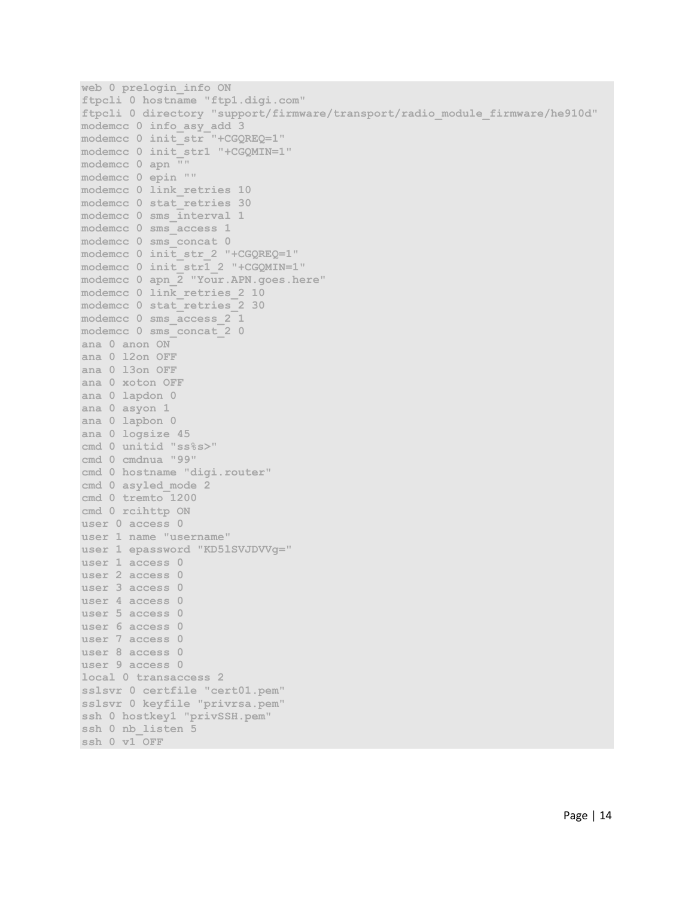```
web 0 prelogin_info ON
ftpcli 0 hostname "ftp1.digi.com"
ftpcli 0 directory "support/firmware/transport/radio_module_firmware/he910d"
modemcc 0 info_asy_add 3
modemcc 0 init_str "+CGQREQ=1"
modemcc 0 init_str1 "+CGQMIN=1"
modemcc 0 apn ""
modemcc 0 epin ""
modemcc 0 link_retries 10
modemcc 0 stat_retries 30
modemcc 0 sms_interval 1
modemcc 0 sms_access 1
modemcc 0 sms_concat 0
modemcc 0 init_str_2 "+CGQREQ=1"
modemcc 0 init_str1_2 "+CGQMIN=1"
modemcc 0 apn_2 "Your.APN.goes.here"
modemcc 0 link_retries_2 10
modemcc 0 stat_retries_2 30
modemcc 0 sms_access_2 1
modemcc 0 sms_concat_2 0
ana 0 anon ON
ana 0 l2on OFF
ana 0 l3on OFF
ana 0 xoton OFF
ana 0 lapdon 0
ana 0 asyon 1
ana 0 lapbon 0
ana 0 logsize 45
cmd 0 unitid "ss%s>"
cmd 0 cmdnua "99"
cmd 0 hostname "digi.router"
cmd 0 asyled_mode 2
cmd 0 tremto 1200
cmd 0 rcihttp ON
user 0 access 0
user 1 name "username"
user 1 epassword "KD51SVJDVVg="
user 1 access 0
user 2 access 0
user 3 access 0
user 4 access 0
user 5 access 0
user 6 access 0
user 7 access 0
user 8 access 0
user 9 access 0
local 0 transaccess 2
sslsvr 0 certfile "cert01.pem"
sslsvr 0 keyfile "privrsa.pem"
ssh 0 hostkey1 "privSSH.pem"
ssh 0 nb_listen 5
ssh 0 v1 OFF
```